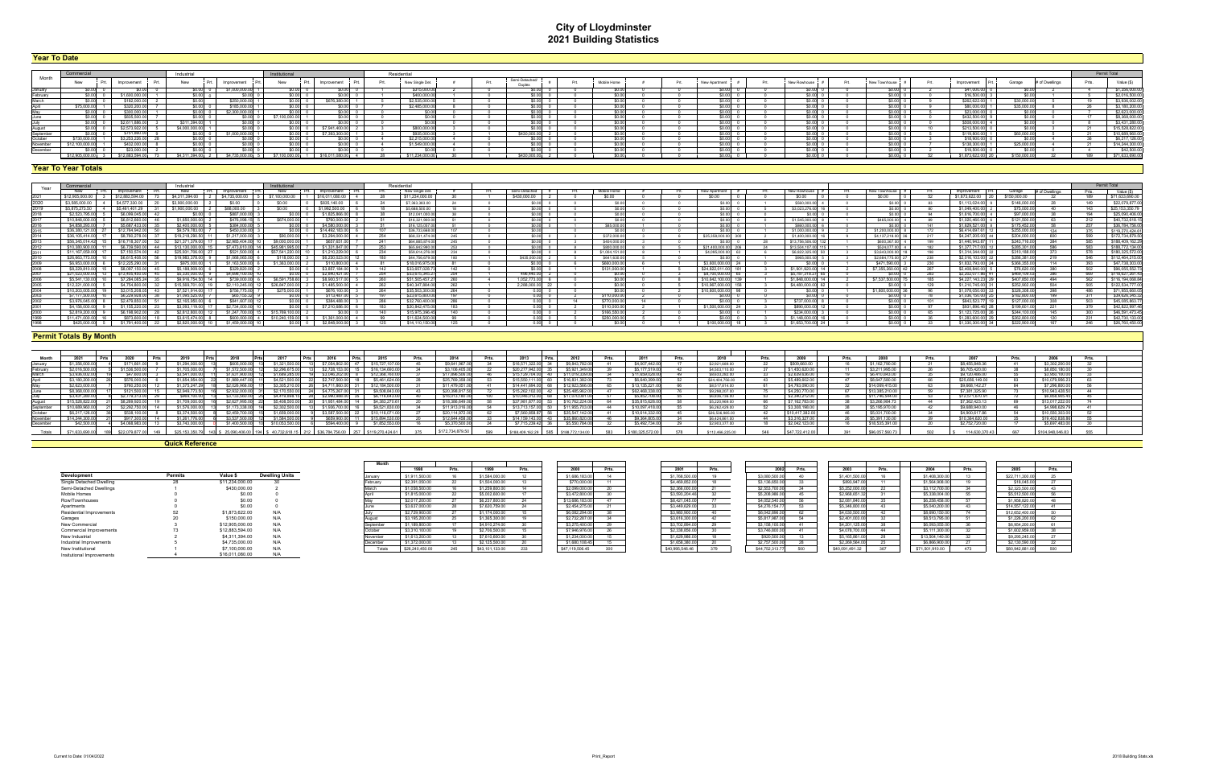# City of Lloydminster
## 2021 Building Statistics

### Year To Date

Figures in this table are my best reading of a low-resolution page; many values could not be read reliably.

| Month | Commercial New | Prt. | Commercial Improvement | Prt. | Industrial New | Prt. | Industrial Improvement | Prt. | Institutional New | Prt. | Institutional Improvement | Prt. | Residential Prt. | New Single Det. | # | Prt. | Semi-Detached Duplex | # | Prt. | Mobile Home | # | Prt. | New Apartment | # | Prt. | New Rowhouse | # | Prt. | New Townhouse | # | Improvement | Prt. | Garage | # of Dwellings | Permit Total Prts. | Value ($) |
|---|---|---|---|---|---|---|---|---|---|---|---|---|---|---|---|---|---|---|---|---|---|---|---|---|---|---|---|---|---|---|---|---|---|---|---|---|
| January | $0.00 | 0 | $0.00 | 0 | $0.00 | 0 | $1,030,000.00 | 1 | $0.00 | 0 | $0.00 | 0 | 1 | $710,000.00 | 1 | 0 | $0.00 | 0 | 0 | $0.00 | 0 | 0 | $0.00 | 0 | 0 | $0.00 | 0 | 0 | $0.00 | 0 | $41,500.00 | 2 | $0.00 | 1 | 4 | $1,781,500.00 |
| February | $0.00 | 0 | $1,600,000.00 | 1 | $0.00 | 0 | $0.00 | 0 | $0.00 | 0 | $0.00 | 0 | 1 | $400,000.00 | 1 | 0 | $0.00 | 0 | 0 | $0.00 | 0 | 0 | $0.00 | 0 | 0 | $0.00 | 0 | 0 | $0.00 | 0 | $16,500.00 | 3 | $0.00 | 1 | 5 | $2,016,500.00 |
| March | $0.00 | 0 | $182,000.00 | 7 | $0.00 | 0 | $250,000.00 | 1 | $0.00 | 0 | $476,300.00 | 1 | 9 | $2,331,000.00 | 10 | 0 | $0.00 | 0 | 0 | $0.00 | 0 | 0 | $0.00 | 0 | 0 | $0.00 | 0 | 0 | $0.00 | 0 | $262,622.00 | 9 | $20,000.00 | 10 | 19 | $3,521,922.00 |
| April | $75,000.00 | 1 | $320,000.00 | 7 | $0.00 | 0 | $160,000.00 | 1 | $0.00 | 0 | $0.00 | 0 | 8 | $2,485,000.00 | 8 | 0 | $0.00 | 0 | 0 | $0.00 | 0 | 0 | $0.00 | 0 | 0 | $0.00 | 0 | 0 | $0.00 | 0 | $80,000.00 | 6 | $35,000.00 | 8 | 26 | $3,180,200.00 |
| May | $0.00 | 0 | $300,000.00 | 3 | $0.00 | 0 | $2,300,000.00 | 1 | $0.00 | 0 | $0.00 | 0 | 0 | $0.00 | 0 | 0 | $0.00 | 0 | 0 | $0.00 | 0 | 0 | $0.00 | 0 | 0 | $0.00 | 0 | 0 | $0.00 | 0 | $23,000.00 | 4 | $0.00 | 0 | 8 | $2,623,000.00 |
| June | $0.00 | 0 | $605,500.00 | 7 | $0.00 | 0 | $0.00 | 0 | $7,100,000.00 | 1 | $0.00 | 0 | 0 | $0.00 | 0 | 0 | $0.00 | 0 | 0 | $0.00 | 0 | 0 | $0.00 | 0 | 0 | $0.00 | 0 | 0 | $0.00 | 0 | $432,500.00 | 9 | $0.00 | 0 | 17 | $8,138,000.00 |
| July | $0.00 | 0 | $2,611,586.00 | 10 | $311,394.00 | 1 | $0.00 | 0 | $0.00 | 0 | $0.00 | 0 | 0 | $0.00 | 0 | 0 | $0.00 | 0 | 0 | $0.00 | 0 | 0 | $0.00 | 0 | 0 | $0.00 | 0 | 0 | $0.00 | 0 | $508,000.00 | 9 | $0.00 | 0 | 20 | $3,430,980.00 |
| August | $0.00 | 0 | $2,573,922.00 | 6 | $4,000,000.00 | 1 | $0.00 | 0 | $0.00 | 0 | $7,941,400.00 | 2 | 3 | $800,000.00 | 3 | 0 | $0.00 | 0 | 0 | $0.00 | 0 | 0 | $0.00 | 0 | 0 | $0.00 | 0 | 0 | $0.00 | 0 | $213,500.00 | 10 | $0.00 | 3 | 21 | $15,528,822.00 |
| September | $0.00 | 0 | $151,660.00 | 5 | $0.00 | 0 | $1,000,000.00 | 1 | $0.00 | 0 | $7,393,300.00 | 1 | 2 | $835,000.00 | 2 | 1 | $430,000.00 | 2 | 0 | $0.00 | 0 | 0 | $0.00 | 0 | 0 | $0.00 | 0 | 0 | $0.00 | 0 | $179,800.00 | 5 | $60,000.00 | 4 | 21 | $10,049,760.00 |
| October | $730,000.00 | 1 | $3,253,226.00 | 28 | $0.00 | 0 | $0.00 | 0 | $0.00 | 0 | $0.00 | 0 | 4 | $2,215,000.00 | 4 | 0 | $0.00 | 0 | 0 | $0.00 | 0 | 0 | $0.00 | 0 | 0 | $0.00 | 0 | 0 | $0.00 | 0 | $18,900.00 | 2 | $0.00 | 4 | 36 | $6,217,126.00 |
| November | $12,100,000.00 | 1 | $432,000.00 | 1 | $0.00 | 0 | $0.00 | 0 | $0.00 | 0 | $0.00 | 0 | 4 | $1,560,000.00 | 4 | 0 | $0.00 | 0 | 0 | $0.00 | 0 | 0 | $0.00 | 0 | 0 | $0.00 | 0 | 0 | $0.00 | 0 | $130,300.00 | 9 | $25,000.00 | 4 | 21 | $14,247,300.00 |
| December | $0.00 | 0 | $23,000.00 | 2 | $0.00 | 0 | $0.00 | 0 | $0.00 | 0 | $0.00 | 0 | 0 | $0.00 | 0 | 0 | $0.00 | 0 | 0 | $0.00 | 0 | 0 | $0.00 | 0 | 0 | $0.00 | 0 | 0 | $0.00 | 0 | $19,500.00 | 2 | $0.00 | 0 | 4 | $42,500.00 |
| | $12,905,000.00 | 5 | $12,083,594.00 | 73 | $4,311,394.00 | 2 | $4,735,000.00 | 5 | $7,100,000.00 | 1 | $16,011,080.00 | 4 | 28 | $11,234,000.00 | 30 | 1 | $430,000.00 | 2 | 0 | $0.00 | 0 | 0 | $0.00 | 0 | 0 | $0.00 | 0 | 0 | $0.00 | 0 | $1,873,622.00 | 52 | $150,000.00 | 32 | 189 | $71,633,690.00 |

### Year To Year Totals

| Year | Commercial New | Prt. | Improvement | Prt. | Industrial New | Prt. | Improvement | Prt. | Institutional New | Prt. | Improvement | Prt. | Residential Prt. | New Single Det. | # | Semi-Detached | Mobile Home | New Apartment | New Rowhouse | New Townhouse | Improvement | Prt. | Garage | # of Dwellings | Permit Total Prts. | Value ($) |
|---|---|---|---|---|---|---|---|---|---|---|---|---|---|---|---|---|---|---|---|---|---|---|---|---|---|---|
| 2021 | $12,905,000.00 | 5 | $12,083,594.00 | 73 | $4,311,394.00 | 2 | $4,735,000.00 | 5 | $7,100,000.00 | 1 | $16,011,080.00 | 4 | 28 | $11,234,000.00 | 30 | $430,000.00 | $0.00 | $0.00 | $0.00 | $0.00 | $1,873,622.00 | 52 | $150,000.00 | 32 | 189 | $71,633,690.00 |
| 2020 | $3,595,000.00 | 4 | $4,077,330.00 | 26 | $2,900,000.00 | 2 | $0.00 | | $0.00 | | $835,140.00 | | 24 | $7,363,063.00 | | $0.00 | $0.00 | $0.00 | $560,000.00 | $0.00 | $1,113,024.00 | | $146,000.00 | | 149 | $22,079,877.00 |
| 2019 | $5,475,272.50 | 3 | $5,461,401.29 | 31 | $1,900,000.00 | | $88,000.00 | | $0.00 | | $1,568,500.00 | | 18 | $5,888,926.87 | | $0.00 | $0.00 | $0.00 | $3,023,279.00 | $0.00 | $1,049,400.00 | | $75,000.00 | | 143 | $26,153,358.76 |
| 2018 | $2,522,795.00 | | $6,088,043.00 | 42 | $0.00 | | $887,000.00 | | $0.00 | | $1,825,866.00 | | 38 | $12,041,003.00 | | $0.00 | $0.00 | $0.00 | $0.00 | $0.00 | $1,856,700.00 | | $97,000.00 | | 194 | $25,090,406.00 |
| 2017 | $3,668,000.00 | | $8,612,693.00 | 46 | $1,650,000.00 | | $416,098.19 | | $674,000.00 | | $780,000.00 | | 51 | $16,331,963.00 | | $0.00 | $0.00 | $0.00 | $1,545,000.00 | $465,000.00 | $1,032,492.00 | | $127,500.00 | | 212 | $40,732,618.19 |
| 2016 | $4,858,200.00 | | $5,687,433.00 | 50 | $2,402,050.00 | | $384,000.00 | | $0.00 | | $4,180,000.00 | | 51 | $16,125,057.00 | | $0.00 | $65,000.00 | $0.00 | $660,000.00 | $0.00 | $1,629,521.00 | | $175,452.00 | | 257 | $35,784,796.00 |
| 2015 | $36,583,121.00 | 27 | $12,764,942.00 | 50 | $6,579,783.00 | | $455,030.00 | | $0.00 | | $14,492,183.00 | | 107 | $36,133,668.00 | | $0.00 | $0.00 | $0.00 | $1,050,000.00 | $1,293,606.00 | $4,414,697.00 | | $255,000.00 | | 375 | $119,270,424.61 |
| 2014 | $36,105,414.00 | 17 | $8,760,278.00 | 37 | $18,218,290.50 | 11 | $1,217,000.00 | | $80,000.00 | | $3,294,000.00 | | 254 | $66,321,474.00 | | $0.00 | $332,000.00 | $25,358,000.00 | $1,400,000.00 | $4,137,318.00 | $4,347,205.00 | | $208,000.00 | | 600 | $172,734,879.50 |
| 2013 | $56,345,074.42 | 15 | $16,718,307.00 | 52 | $21,271,379.00 | 17 | $2,968,404.00 | 10 | $9,000,000.00 | | $657,651.00 | | 241 | $64,885,874.00 | | $0.00 | $464,000.00 | $0.00 | $13,786,589.00 | $600,367.00 | $1,440,943.87 | | $243,716.00 | | 585 | $188,409,162.29 |
| 2012 | $10,380,900.00 | 11 | $6,739,590.00 | 44 | $13,130,000.00 | 15 | $7,473,610.00 | 14 | $45,981,985.00 | | $1,331,847.00 | | 253 | $65,462,980.00 | | $0.00 | $860,000.00 | $21,490,000.00 | $13,004,167.00 | $524,077.00 | $1,377,717.00 | | $285,351.00 | | 583 | $188,772,134.00 |
| 2011 | $11,167,059.00 | 17 | $7,150,574.00 | 42 | $25,601,706.00 | 27 | $521,500.00 | 4 | $57,541,220.00 | 10 | $1,216,229.00 | | 234 | $59,614,276.00 | | $0.00 | $1,064,151.00 | $4,085,000.00 | $6,622,325.00 | $3,643,000.00 | $1,314,344.00 | | $310,188.00 | | 373 | $180,325,572.00 |
| 2010 | $26,663,773.00 | 10 | $8,615,408.00 | 56 | $19,983,376.00 | 9 | $1,088,065.00 | | $118,000.00 | | $4,220,023.00 | 12 | 180 | $44,756,674.00 | | $435,000.00 | $641,630.00 | $0.00 | $960,000.00 | $2,684,775.00 | $2,016,103.00 | | $286,381.00 | | 540 | $112,464,215.00 |
| 2009 | $6,953,000.00 | | $12,225,290.00 | 31 | $975,000.00 | | $1,163,500.00 | | $1,363,000.00 | | $110,800.00 | | 81 | $18,016,975.00 | | $0.00 | $680,000.00 | $3,600,000.00 | $0.00 | $471,500.00 | $1,832,793.00 | | $366,355.00 | | 393 | $47,738,303.00 |
| 2008 | $4,329,810.00 | 15 | $8,097,155.00 | 45 | $5,188,909.00 | | $329,000.00 | | $0.00 | | $3,857,184.00 | | 142 | $33,657,029.75 | | $0.00 | $131,000.00 | $24,822,511.00 | $1,909,023.00 | $7,355,000.00 | $2,409,840.00 | | $152,000.00 | | 502 | $96,055,552.75 |
| 2007 | $27,523,000.00 | 13 | $13,405,450.00 | 45 | $5,330,000.00 | | $4,694,110.00 | | $0.00 | | $2,940,421.00 | | 254 | $33,675,345.27 | | 496,440.00 | $0.00 | $4,700,000.00 | $5,761,318.27 | $0.00 | $2,202,071.86 | | $409,175.00 | | 386 | $114,637,897.40 |
| 2006 | $5,541,135.00 | | $7,284,585.24 | 35 | $8,916,754.50 | 14 | $738,000.00 | | $6,561,758.80 | | $6,993,517.00 | | 260 | $51,508,457.00 | | 1,052,773.00 | $0.00 | $10,942,700.00 | $1,846,000.00 | $7,537,500.00 | $4,237,143.23 | | $407,820.00 | | 562 | $116,184,698.66 |
| 2005 | $12,221,000.00 | | $4,764,600.00 | 32 | $15,569,701.00 | 19 | $2,116,245.00 | | $26,847,000.00 | | $1,485,500.00 | | 262 | $40,347,894.00 | | 2,298,000.00 | $0.00 | $10,967,000.00 | $4,480,000.00 | $0.00 | $1,210,745.00 | | $252,902.00 | | 505 | $122,534,777.00 |
| 2004 | $10,203,000.00 | 19 | $3,015,208.00 | 43 | $7,521,914.00 | 17 | $756,775.00 | | $275,000.00 | | $676,100.00 | | 264 | $35,300,868.00 | | 0.00 | $0.00 | $10,609,000.00 | $0.00 | $1,850,000.00 | $1,078,050.00 | | $326,380.00 | | 486 | $71,955,660.00 |
| 2003 | $7,173,000.00 | 10 | $6,226,828.00 | 38 | $1,065,225.00 | | $86,158.00 | | $0.00 | | $713,487.00 | | 197 | $23,615,900.00 | | 0.00 | $170,000.00 | $0.00 | $0.00 | $0.00 | $1,026,100.00 | | $162,000.00 | | 371 | $39,820,346.32 |
| 2002 | $3,976,045.00 | | $2,479,850.00 | 57 | $2,165,850.00 | | $841,807.00 | | $0.00 | | $284,488.00 | | 266 | $32,760,400.00 | | 0.00 | $770,000.00 | $0.00 | $737,000.00 | $0.00 | $845,523.77 | | $127,000.00 | | 303 | $45,085,863.77 |
| 2001 | $4,156,000.00 | | $1,155,220.00 | 23 | $3,093,119.00 | 17 | $2,734,000.00 | | $0.00 | | $7,210,680.00 | | 183 | $20,442,475.00 | | 0.00 | $110,000.00 | $1,500,000.00 | $890,000.00 | $0.00 | $601,896.40 | | $159,601.00 | | 379 | $42,822,997.40 |
| 2000 | $2,819,200.00 | | $6,168,602.00 | 28 | $2,612,800.00 | | $1,267,700.00 | | $15,769,100.00 | | $0.00 | | 140 | $15,975,390.40 | | 0.00 | $166,550.00 | $0.00 | $234,000.00 | $0.00 | $1,123,725.00 | | $244,100.00 | | 300 | $46,591,473.45 |
| 1999 | $11,471,000.00 | 16 | $873,600.00 | 18 | $3,615,474.00 | | $600,000.00 | | $10,240,159.00 | | $1,361,000.00 | | 98 | $11,624,500.00 | | 0.00 | $250,000.00 | $0.00 | $1,146,000.00 | $0.00 | $1,283,600.00 | | $282,600.00 | | 231 | $42,730,133.00 |
| 1998 | $425,000.00 | | $1,791,400.00 | 22 | $2,820,000.00 | 10 | $1,459,000.00 | | $0.00 | | $2,840,000.00 | | 125 | $14,110,150.00 | | 0.00 | $0.00 | $100,000.00 | $1,853,700.00 | $0.00 | $1,330,300.00 | | $222,900.00 | | 246 | $26,760,450.00 |

### Permit Totals By Month

| Month | 2021 | Prts | 2020 | Prts | 2019 | Prts | 2018 | Prts | 2017 | Prts | 2016 | Prts | 2015 | Prts | 2014 | Prts | 2013 | Prts | 2012 | Prts | 2011 | Prts | 2010 | Prts | 2009 | Prts | 2008 | Prts | 2007 | Prts | 2006 | Prts |
|---|---|---|---|---|---|---|---|---|---|---|---|---|---|---|---|---|---|---|---|---|---|---|---|---|---|---|---|---|---|---|---|---|
| January | $1,356,000.00 | 9 | $171,661.00 | 9 | $1,294,000.00 | 13 | $908,000.00 | 13 | $1,321,500.00 | 13 | $7,054,802.00 | 47 | $15,727,107.00 | 45 | $9,641,967.00 | 34 | $16,571,322.00 | 34 | $9,843,762.00 | 41 | $4,007,442.00 | 17 | $2,921,605.00 | 22 | $509,660.00 | 16 | $1,162,790.00 | 21 | $5,455,848.36 | 41 | $3,302,200.00 | 32 |
| February | $2,016,500.00 | 5 | $1,526,500.00 | 7 | $1,705,000.00 | 7 | $1,372,500.00 | 12 | $2,266,675.00 | 13 | $3,735,153.00 | 15 | $16,734,693.00 | 34 | $3,106,405.00 | 22 | $20,277,940.00 | 35 | $5,921,349.00 | 39 | $5,177,019.00 | 42 | $4,033,115.00 | 37 | $1,450,620.00 | 11 | $3,271,995.00 | 26 | $6,705,420.00 | 38 | $8,605,180.00 | 30 |
| March | $3,930,032.00 | 19 | $47,600.00 | 3 | $3,041,000.00 | 11 | $1,531,800.00 | 12 | $1,689,283.00 | 10 | $3,046,352.00 | 8 | $12,366,760.00 | 37 | $17,998,526.00 | 46 | $15,126,704.00 | 40 | $11,016,339.00 | 34 | $11,690,028.00 | 49 | $9,633,262.00 | 33 | $2,636,830.00 | 19 | $6,415,843.00 | 35 | $9,120,466.00 | 55 | $3,980,100.00 | 33 |
| April | $3,180,200.00 | 26 | $576,000.00 | 9 | $1,654,954.00 | 23 | $1,988,447.00 | 21 | $4,521,500.00 | 22 | $2,747,900.00 | 18 | $5,461,624.00 | 28 | $25,769,288.00 | 53 | $15,550,111.00 | 60 | $16,831,352.00 | 73 | $6,640,399.00 | 52 | $24,404,756.00 | 43 | $5,489,602.00 | 47 | $6,647,588.00 | 66 | $25,656,148.00 | 83 | $10,079,950.23 | 63 |
| May | $2,623,000.00 | 8 | $760,250.00 | 12 | $1,375,247.29 | 18 | $2,026,968.00 | 17 | $2,305,210.00 | 26 | $4,711,900.00 | 31 | $12,184,500.00 | 51 | $11,479,051.00 | 41 | $14,441,894.00 | 68 | $12,923,566.00 | 65 | $13,125,221.00 | 66 | $8,517,914.00 | 57 | $4,793,890.00 | 32 | $14,069,415.00 | 63 | $9,668,142.27 | 84 | $7,296,800.00 | 56 |
| June | $8,388,000.00 | 17 | $121,500.00 | 13 | $2,649,773.50 | 18 | $2,502,000.00 | 30 | $2,170,550.00 | 24 | $4,775,397.00 | 31 | $9,508,843.00 | 43 | $20,398,917.00 | 72 | $15,262,102.00 | 64 | $25,485,962.00 | 47 | $62,466,338.00 | 76 | $9,255,207.00 | 75 | $4,250,770.00 | 67 | $13,385,210.00 | 59 | $7,381,325.90 | 73 | $10,943,428.55 | 44 |
| July | $3,431,380.00 | 20 | $2,716,313.00 | 26 | $849,100.00 | 16 | $3,133,500.00 | 25 | $4,419,469.19 | 26 | $3,990,988.00 | 25 | $6,716,943.00 | 40 | $18,012,780.00 | 100 | $11,946,072.00 | 68 | $17,070,681.00 | 57 | $5,852,708.00 | 55 | $8,939,736.00 | 55 | $7,345,213.00 | 31 | $11,740,344.00 | 53 | $12,217,470.91 | 48 | $9,568,905.40 | 46 |
| August | $15,528,822.00 | 21 | $6,269,925.00 | 19 | $1,709,000.00 | 10 | $2,627,995.00 | 16 | $5,408,500.00 | 30 | $1,951,484.00 | 14 | $4,383,270.00 | 20 | $18,388,649.00 | 58 | $37,661,677.00 | 53 | $10,762,224.00 | 64 | $35,815,628.00 | 58 | $5,220,968.00 | 60 | $7,182,763.00 | 38 | $3,268,994.75 | 44 | $7,352,423.13 | 68 | $13,077,222.00 | 74 |
| September | $10,669,960.00 | 21 | $2,292,750.00 | 14 | $1,576,000.00 | 13 | $1,173,338.00 | 14 | $2,302,500.00 | 13 | $1,506,700.00 | 16 | $9,520,830.00 | 34 | $11,913,018.00 | 54 | $13,713,157.00 | 50 | $11,955,703.00 | 44 | $10,997,418.00 | 55 | $6,262,628.00 | 32 | $3,308,198.00 | 38 | $5,166,970.00 | 42 | $9,688,940.26 | 46 | $4,998,629.79 | 41 |
| October | $6,217,126.00 | 36 | $538,100.00 | 8 | $3,374,500.00 | 10 | $2,456,700.00 | 15 | $1,659,000.00 | 9 | $3,587,500.00 | 22 | $10,718,071.00 | 27 | $20,114,972.00 | 62 | $7,560,858.87 | 56 | $10,914,332.00 | 45 | $26,506,965.00 | 42 | $10,417,282.00 | 46 | $5,031,700.00 | 34 | $4,900,617.86 | 54 | $19,355,303.00 | 52 |
| November | $14,344,300.00 | 21 | $917,300.00 | 14 | $1,261,776.00 | 7 | $3,537,500.00 | 12 | $1,584,500.00 | 9 | $659,900.00 | 11 | $15,894,520.00 | 26 | $12,644,458.00 | 33 | $14,159,143.00 | 43 | $35,800,820.00 | 46 | $9,364,805.00 | 34 | $6,424,661.00 | 44 | $3,316,327.00 | 26 | $5,391,130.00 | 39 | $10,364,620.00 | 35 | $19,402,838.86 | 55 |
| December | $42,500.00 | 4 | $4,068,983.00 | 13 | $3,743,000.00 | 5 | $1,466,500.00 | 10 | $10,083,500.00 | 9 | $594,400.00 | 9 | $1,952,553.00 | 16 | $5,370,500.00 | 24 | $7,715,239.42 | 36 | $5,550,784.00 | 32 | $5,482,734.00 | 29 | $2,265,077.00 | 18 | $2,942,123.00 | 16 | $18,535,397.00 | 20 | $2,752,720.00 | 17 | $5,697,483.00 | 30 |
| Totals | $71,633,690.00 | 189 | $22,079,877.00 | 149 | $25,153,350.79 | 143 | $25,090,406.00 | 194 | $40,732,618.19 | 212 | $36,784,756.00 | 257 | $119,270,424.61 | 375 | $172,734,879.50 | 599 | $188,409,162.29 | 585 | $188,772,134.00 | 583 | $180,325,572.00 | 578 | $112,496,225.00 | 546 | $47,722,412.00 | 391 | $96,057,560.73 | 502 | 114,630,370.43 | 667 | $104,948,046.83 | 555 |

### Quick Reference

| Development | Permits | Value $ | Dwelling Units |
|---|---|---|---|
| Single Detached Dwelling | 28 | $11,234,000.00 | 30 |
| Semi-Detached Dwellings | 1 | $430,000.00 | 2 |
| Mobile Homes | 0 | $0.00 | 0 |
| Row/Townhouses | 0 | $0.00 | 0 |
| Apartments | 0 | $0.00 | 0 |
| Residential Improvements | 52 | $1,873,622.00 | N/A |
| Garages | 20 | $150,000.00 | N/A |
| New Commercial | 5 | $12,905,000.00 | N/A |
| Commercial Improvements | 73 | $12,083,594.00 | N/A |
| New Industrial | 2 | $4,311,394.00 | N/A |
| Industrial Improvements | 5 | $4,735,000.00 | N/A |
| New Institutional | 1 | $7,100,000.00 | N/A |
| Institutional Improvements | 4 | $16,011,080.00 | N/A |

| Month | 1998 | Prts. | 1999 | Prts. | 2000 | Prts. | 2001 | Prts. | 2002 | Prts. | 2003 | Prts. | 2004 | Prts. | 2005 | Prts. |
|---|---|---|---|---|---|---|---|---|---|---|---|---|---|---|---|---|
| January | $1,911,500.00 | 16 | $1,584,000.00 | 12 | $1,686,163.00 | 14 | $1,768,500.00 | 19 | $3,088,500.00 | 40 | $1,401,500.00 | 16 | $1,408,300.00 | 13 | $22,711,300.00 | 25 |
| February | $2,391,050.00 | 22 | $1,304,000.00 | 13 | $770,000.00 | 11 | $4,469,652.00 | 18 | $3,138,650.00 | 33 | $893,047.00 | 11 | $1,564,908.00 | 19 | $16,045.00 | 9 |
| March | $1,058,500.00 | 16 | $1,259,600.00 | 14 | $2,099,000.00 | 20 | $2,366,000.00 | 21 | $2,553,700.00 | 34 | $5,252,000.00 | 22 | $3,112,700.00 | 34 | $2,323,500.00 | 43 |
| April | $1,815,000.00 | 22 | $5,002,600.00 | 17 | $3,472,800.00 | 30 | $3,593,254.40 | 32 | $5,208,969.00 | 45 | $2,968,601.32 | 31 | $5,338,004.00 | 55 | $5,912,560.00 | 56 |
| May | $2,017,200.00 | 27 | $6,237,600.00 | 24 | $13,666,183.00 | 41 | $8,421,045.00 | 77 | $4,052,540.00 | 56 | $2,081,840.00 | 35 | $6,256,458.00 | 57 | $1,958,620.00 | 48 |
| June | $3,637,000.00 | 28 | $7,620,759.00 | 34 | $2,454,270.00 | 21 | $3,449,029.00 | 33 | $4,216,154.77 | 53 | $5,346,600.00 | 43 | $9,940,200.00 | 43 | $14,357,122.00 | 41 |
| July | $2,726,900.00 | 27 | $1,174,000.00 | 15 | $6,582,294.00 | 38 | $3,980,900.00 | 40 | $6,042,898.00 | 62 | $4,030,500.00 | 42 | $8,890,150.00 | 74 | $12,652,400.00 | 50 |
| August | $3,195,300.00 | 23 | $1,365,320.00 | 19 | $2,732,387.00 | 34 | $3,916,300.00 | 42 | $5,817,987.00 | 54 | $2,491,003.00 | 32 | $6,513,795.00 | 51 | $1,226,200.00 | 62 |
| September | $1,184,900.00 | 17 | $4,912,374.00 | 30 | $3,275,400.00 | 29 | $3,702,894.00 | 39 | $3,708,100.00 | 41 | $4,201,125.00 | 38 | $6,993,055.00 | 36 | $6,954,200.00 | 61 |
| October | $3,370,100.00 | 19 | $2,709,500.00 | 15 | $7,946,976.00 | 26 | $2,238,656.00 | 35 | $3,746,600.00 | 41 | $4,078,700.00 | 44 | $5,111,300.00 | 32 | $1,602,989.00 | 38 |
| November | $1,513,300.00 | 13 | $7,610,600.00 | 30 | $1,234,000.00 | 15 | $1,829,988.00 | 18 | $920,500.00 | 13 | $5,165,881.00 | 28 | $13,504,140.00 | 32 | $9,295,245.00 | 27 |
| December | $1,372,000.00 | 13 | $2,125,500.00 | 20 | $1,680,108.45 | 15 | $1,658,380.00 | 20 | $2,757,500.00 | 28 | $2,269,584.00 | 25 | $6,866,900.00 | 27 | $2,130,590.00 | 22 |
| Totals | $26,240,450.00 | 245 | $43,101,133.00 | 233 | $47,119,508.45 | 300 | $40,985,546.40 | 379 | $44,752,313.77 | 500 | $40,091,491.32 | 367 | $71,501,910.00 | 473 | $80,942,681.00 | 500 |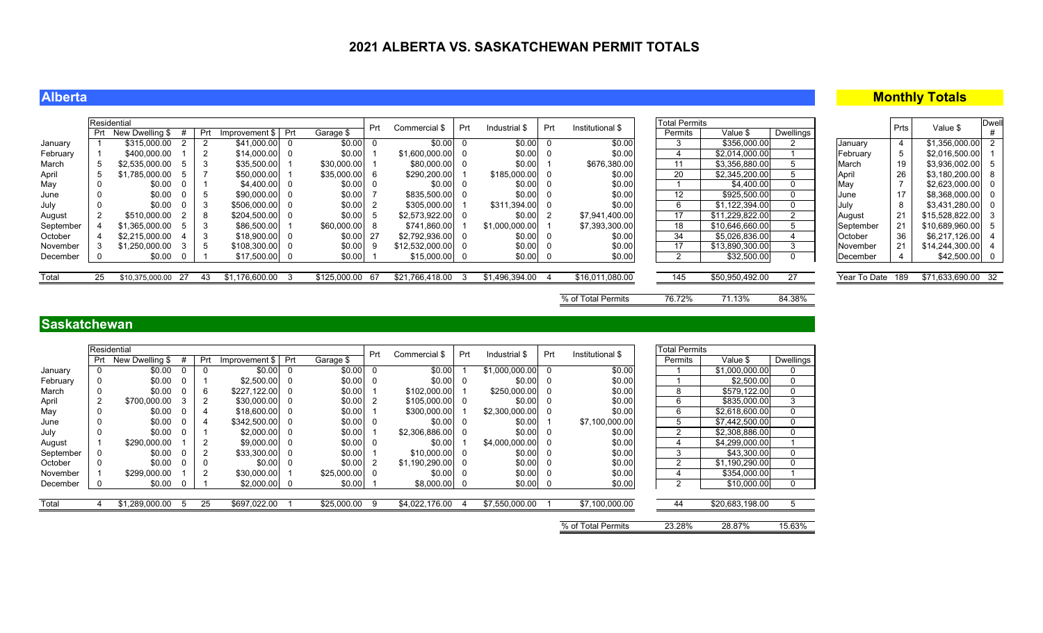# 2021 ALBERTA VS. SASKATCHEWAN PERMIT TOTALS

## Alberta

| | Residential | | | | | | | Prt | Commercial $ | Prt | Industrial $ | Prt | Institutional $ | Total Permits | | |
|---|---|---|---|---|---|---|---|---|---|---|---|---|---|---|---|---|
| | Prt | New Dwelling $ | # | Prt | Improvement $ | Prt | Garage $ | | | | | | | Permits | Value $ | Dwellings |
| January | 1 | $315,000.00 | 2 | 2 | $41,000.00 | 0 | $0.00 | 0 | $0.00 | 0 | $0.00 | 0 | $0.00 | 3 | $356,000.00 | 2 |
| February | 1 | $400,000.00 | 1 | 2 | $14,000.00 | 0 | $0.00 | 1 | $1,600,000.00 | 0 | $0.00 | 0 | $0.00 | 4 | $2,014,000.00 | 1 |
| March | 5 | $2,535,000.00 | 5 | 3 | $35,500.00 | 1 | $30,000.00 | 1 | $80,000.00 | 0 | $0.00 | 1 | $676,380.00 | 11 | $3,356,880.00 | 5 |
| April | 5 | $1,785,000.00 | 5 | 7 | $50,000.00 | 1 | $35,000.00 | 6 | $290,200.00 | 1 | $185,000.00 | 0 | $0.00 | 20 | $2,345,200.00 | 5 |
| May | 0 | $0.00 | 0 | 1 | $4,400.00 | 0 | $0.00 | 0 | $0.00 | 0 | $0.00 | 0 | $0.00 | 1 | $4,400.00 | 0 |
| June | 0 | $0.00 | 0 | 5 | $90,000.00 | 0 | $0.00 | 7 | $835,500.00 | 0 | $0.00 | 0 | $0.00 | 12 | $925,500.00 | 0 |
| July | 0 | $0.00 | 0 | 3 | $506,000.00 | 0 | $0.00 | 2 | $305,000.00 | 1 | $311,394.00 | 0 | $0.00 | 6 | $1,122,394.00 | 0 |
| August | 2 | $510,000.00 | 2 | 8 | $204,500.00 | 0 | $0.00 | 5 | $2,573,922.00 | 0 | $0.00 | 2 | $7,941,400.00 | 17 | $11,229,822.00 | 2 |
| September | 4 | $1,365,000.00 | 5 | 3 | $86,500.00 | 1 | $60,000.00 | 8 | $741,860.00 | 1 | $1,000,000.00 | 1 | $7,393,300.00 | 18 | $10,646,660.00 | 5 |
| October | 4 | $2,215,000.00 | 4 | 3 | $18,900.00 | 0 | $0.00 | 27 | $2,792,936.00 | 0 | $0.00 | 0 | $0.00 | 34 | $5,026,836.00 | 4 |
| November | 3 | $1,250,000.00 | 3 | 5 | $108,300.00 | 0 | $0.00 | 9 | $12,532,000.00 | 0 | $0.00 | 0 | $0.00 | 17 | $13,890,300.00 | 3 |
| December | 0 | $0.00 | 0 | 1 | $17,500.00 | 0 | $0.00 | 1 | $15,000.00 | 0 | $0.00 | 0 | $0.00 | 2 | $32,500.00 | 0 |
| Total | 25 | $10,375,000.00 | 27 | 43 | $1,176,600.00 | 3 | $125,000.00 | 67 | $21,766,418.00 | 3 | $1,496,394.00 | 4 | $16,011,080.00 | 145 | $50,950,492.00 | 27 |
| | | | | | | | | | | | | | % of Total Permits | 76.72% | 71.13% | 84.38% |

## Monthly Totals

| | Prts | Value $ | Dwell # |
|---|---|---|---|
| January | 4 | $1,356,000.00 | 2 |
| February | 5 | $2,016,500.00 | 1 |
| March | 19 | $3,936,002.00 | 5 |
| April | 26 | $3,180,200.00 | 8 |
| May | 7 | $2,623,000.00 | 0 |
| June | 17 | $8,368,000.00 | 0 |
| July | 8 | $3,431,280.00 | 0 |
| August | 21 | $15,528,822.00 | 3 |
| September | 21 | $10,689,960.00 | 5 |
| October | 36 | $6,217,126.00 | 4 |
| November | 21 | $14,244,300.00 | 4 |
| December | 4 | $42,500.00 | 0 |
| Year To Date | 189 | $71,633,690.00 | 32 |

## Saskatchewan

| | Residential | | | | | | | Prt | Commercial $ | Prt | Industrial $ | Prt | Institutional $ | Total Permits | | |
|---|---|---|---|---|---|---|---|---|---|---|---|---|---|---|---|---|
| | Prt | New Dwelling $ | # | Prt | Improvement $ | Prt | Garage $ | | | | | | | Permits | Value $ | Dwellings |
| January | 0 | $0.00 | 0 | 0 | $0.00 | 0 | $0.00 | 0 | $0.00 | 1 | $1,000,000.00 | 0 | $0.00 | 1 | $1,000,000.00 | 0 |
| February | 0 | $0.00 | 0 | 1 | $2,500.00 | 0 | $0.00 | 0 | $0.00 | 0 | $0.00 | 0 | $0.00 | 1 | $2,500.00 | 0 |
| March | 0 | $0.00 | 0 | 6 | $227,122.00 | 0 | $0.00 | 1 | $102,000.00 | 1 | $250,000.00 | 0 | $0.00 | 8 | $579,122.00 | 0 |
| April | 2 | $700,000.00 | 3 | 2 | $30,000.00 | 0 | $0.00 | 2 | $105,000.00 | 0 | $0.00 | 0 | $0.00 | 6 | $835,000.00 | 3 |
| May | 0 | $0.00 | 0 | 4 | $18,600.00 | 0 | $0.00 | 1 | $300,000.00 | 1 | $2,300,000.00 | 0 | $0.00 | 6 | $2,618,600.00 | 0 |
| June | 0 | $0.00 | 0 | 4 | $342,500.00 | 0 | $0.00 | 0 | $0.00 | 0 | $0.00 | 1 | $7,100,000.00 | 5 | $7,442,500.00 | 0 |
| July | 0 | $0.00 | 0 | 1 | $2,000.00 | 0 | $0.00 | 1 | $2,306,886.00 | 0 | $0.00 | 0 | $0.00 | 2 | $2,308,886.00 | 0 |
| August | 1 | $290,000.00 | 1 | 2 | $9,000.00 | 0 | $0.00 | 0 | $0.00 | 1 | $4,000,000.00 | 0 | $0.00 | 4 | $4,299,000.00 | 1 |
| September | 0 | $0.00 | 0 | 2 | $33,300.00 | 0 | $0.00 | 1 | $10,000.00 | 0 | $0.00 | 0 | $0.00 | 3 | $43,300.00 | 0 |
| October | 0 | $0.00 | 0 | 0 | $0.00 | 0 | $0.00 | 2 | $1,190,290.00 | 0 | $0.00 | 0 | $0.00 | 2 | $1,190,290.00 | 0 |
| November | 1 | $299,000.00 | 1 | 2 | $30,000.00 | 1 | $25,000.00 | 0 | $0.00 | 0 | $0.00 | 0 | $0.00 | 4 | $354,000.00 | 1 |
| December | 0 | $0.00 | 0 | 1 | $2,000.00 | 0 | $0.00 | 1 | $8,000.00 | 0 | $0.00 | 0 | $0.00 | 2 | $10,000.00 | 0 |
| Total | 4 | $1,289,000.00 | 5 | 25 | $697,022.00 | 1 | $25,000.00 | 9 | $4,022,176.00 | 4 | $7,550,000.00 | 1 | $7,100,000.00 | 44 | $20,683,198.00 | 5 |
| | | | | | | | | | | | | | % of Total Permits | 23.28% | 28.87% | 15.63% |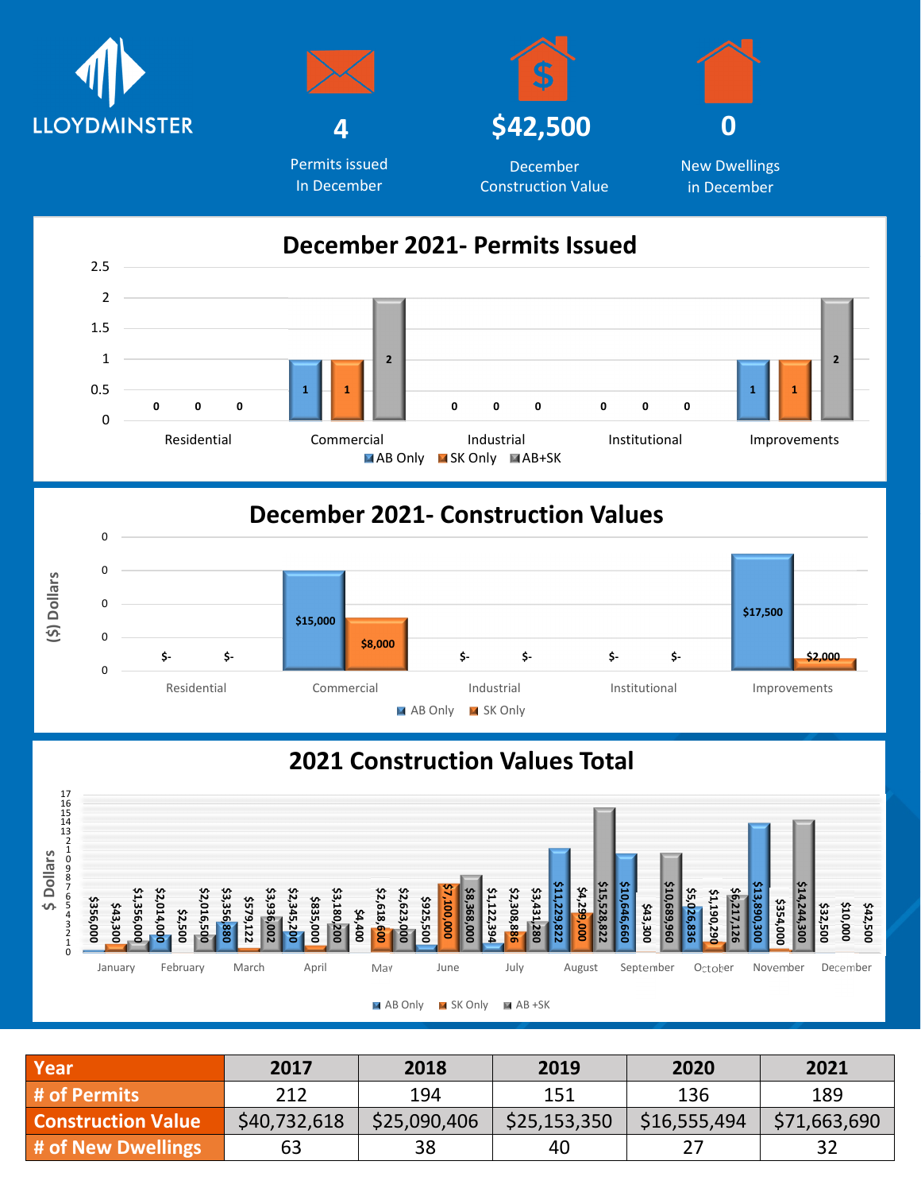LLOYDMINSTER

**4**
Permits issued In December

**$42,500**
December Construction Value

**0**
New Dwellings in December

## December 2021- Permits Issued

| | AB Only | SK Only | AB+SK |
|---|---|---|---|
| Residential | 0 | 0 | 0 |
| Commercial | 1 | 1 | 2 |
| Industrial | 0 | 0 | 0 |
| Institutional | 0 | 0 | 0 |
| Improvements | 1 | 1 | 2 |

## December 2021- Construction Values

($) Dollars

| | AB Only | SK Only |
|---|---|---|
| Residential | $- | $- |
| Commercial | $15,000 | $8,000 |
| Industrial | $- | $- |
| Institutional | $- | $- |
| Improvements | $17,500 | $2,000 |

## 2021 Construction Values Total

$ Dollars

| Month | AB Only | SK Only | AB +SK |
|---|---|---|---|
| January | $356,000 | $43,300 | $1,356,000 |
| February | $2,014,000 | $2,500 | $2,016,500 |
| March | $3,356,880 | $579,122 | $3,936,002 |
| April | $2,345,200 | $835,000 | $3,180,200 |
| May | $4,400 | $2,618,600 | $2,623,000 |
| June | $925,500 | $7,100,000 | $8,368,000 |
| July | $1,122,394 | $2,308,886 | $3,431,280 |
| August | $11,229,822 | $4,299,000 | $15,528,822 |
| September | $10,646,660 | $43,300 | $10,689,960 |
| October | $5,026,836 | $1,190,290 | $6,217,126 |
| November | $13,890,300 | $354,000 | $14,244,300 |
| December | $32,500 | $10,000 | $42,500 |

| Year | 2017 | 2018 | 2019 | 2020 | 2021 |
|---|---|---|---|---|---|
| # of Permits | 212 | 194 | 151 | 136 | 189 |
| Construction Value | $40,732,618 | $25,090,406 | $25,153,350 | $16,555,494 | $71,663,690 |
| # of New Dwellings | 63 | 38 | 40 | 27 | 32 |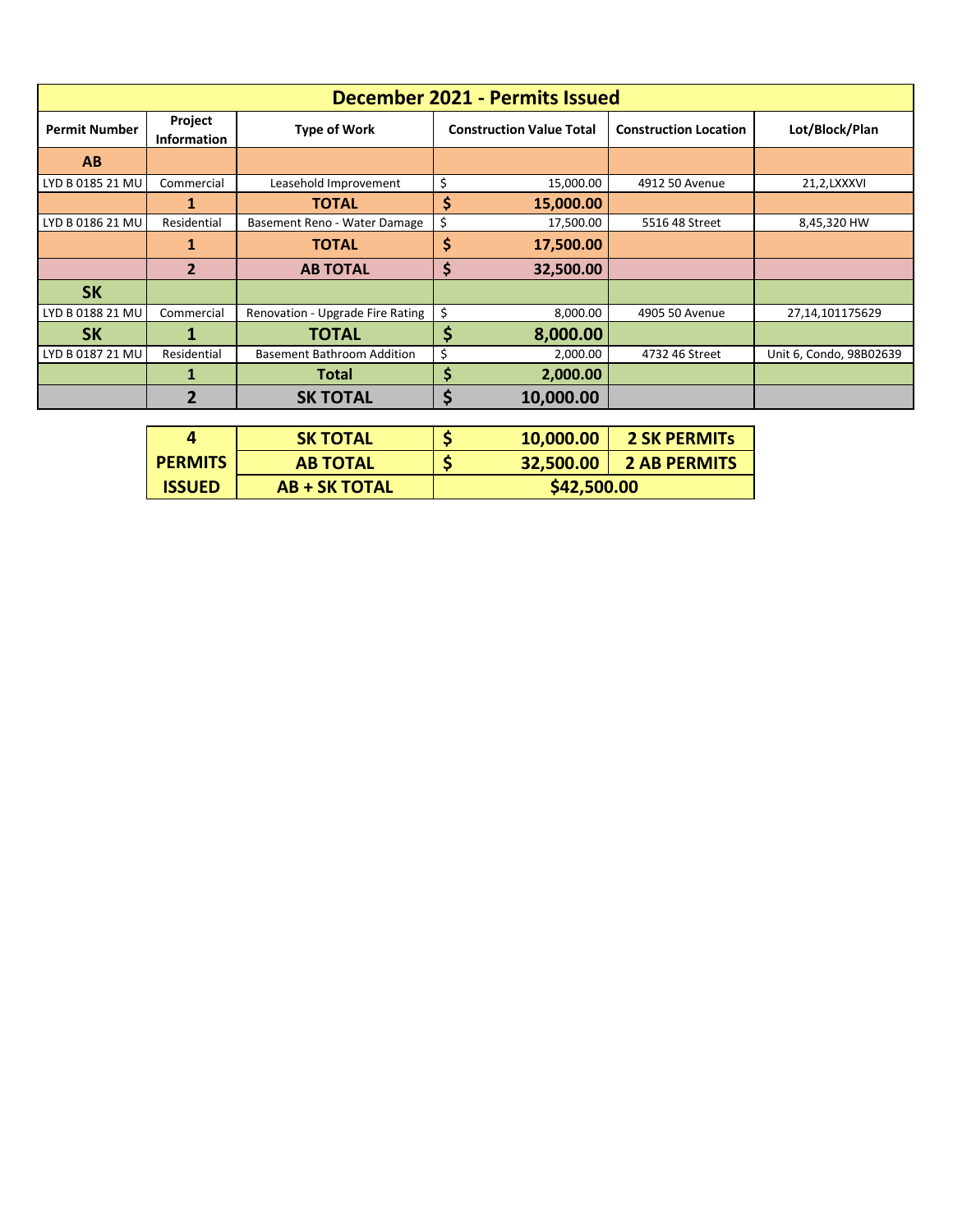| December 2021 - Permits Issued | | | | | |
|---|---|---|---|---|---|
| **Permit Number** | **Project Information** | **Type of Work** | **Construction Value Total** | **Construction Location** | **Lot/Block/Plan** |
| **AB** | | | | | |
| LYD B 0185 21 MU | Commercial | Leasehold Improvement | $ 15,000.00 | 4912 50 Avenue | 21,2,LXXXVI |
| | **1** | **TOTAL** | **$ 15,000.00** | | |
| LYD B 0186 21 MU | Residential | Basement Reno - Water Damage | $ 17,500.00 | 5516 48 Street | 8,45,320 HW |
| | **1** | **TOTAL** | **$ 17,500.00** | | |
| | **2** | **AB TOTAL** | **$ 32,500.00** | | |
| **SK** | | | | | |
| LYD B 0188 21 MU | Commercial | Renovation - Upgrade Fire Rating | $ 8,000.00 | 4905 50 Avenue | 27,14,101175629 |
| **SK** | **1** | **TOTAL** | **$ 8,000.00** | | |
| LYD B 0187 21 MU | Residential | Basement Bathroom Addition | $ 2,000.00 | 4732 46 Street | Unit 6, Condo, 98B02639 |
| | **1** | **Total** | **$ 2,000.00** | | |
| | **2** | **SK TOTAL** | **$ 10,000.00** | | |

| | | | |
|---|---|---|---|
| **4** | **SK TOTAL** | **$ 10,000.00** | **2 SK PERMITs** |
| **PERMITS** | **AB TOTAL** | **$ 32,500.00** | **2 AB PERMITS** |
| **ISSUED** | **AB + SK TOTAL** | **$42,500.00** | |